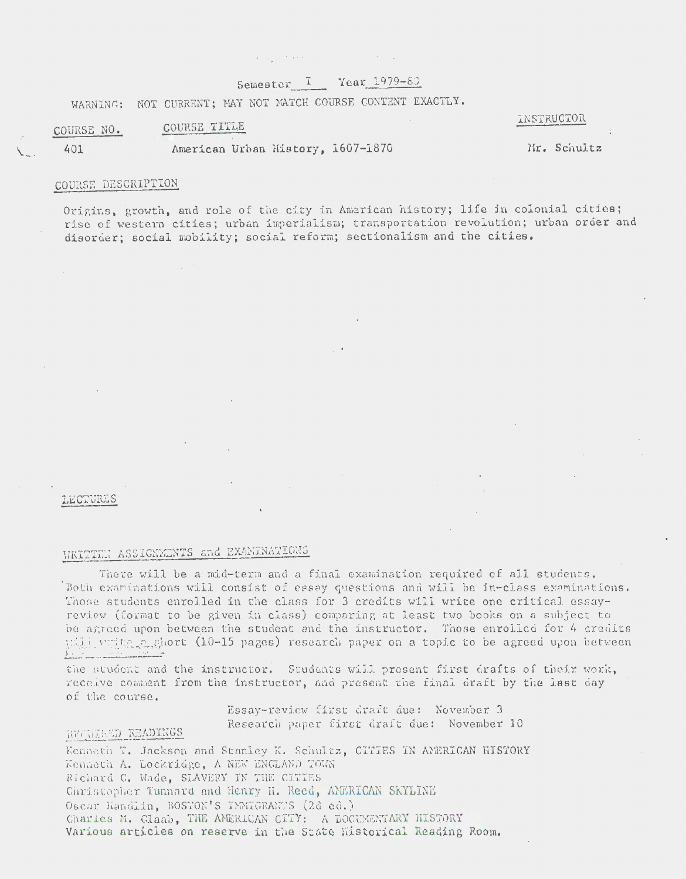Semester I Year 1979-80

WARNING: NOT CURRENT; MAY NOT MATCH COURSE CONTENT EXACTLY.

| COURSE NO. | COURSE TITLE | INSTRUCTOR |
|---|---|---|
| 401 | American Urban History, 1607-1870 | Mr. Schultz |

## COURSE DESCRIPTION

Origins, growth, and role of the city in American history; life in colonial cities; rise of western cities; urban imperialism; transportation revolution; urban order and disorder; social mobility; social reform; sectionalism and the cities.

## LECTURES

## WRITTEN ASSIGNMENTS and EXAMINATIONS

There will be a mid-term and a final examination required of all students. Both examinations will consist of essay questions and will be in-class examinations. Those students enrolled in the class for 3 credits will write one critical essay-review (format to be given in class) comparing at least two books on a subject to be agreed upon between the student and the instructor. Those enrolled for 4 credits will write a short (10-15 pages) research paper on a topic to be agreed upon between the student and the instructor. Students will present first drafts of their work, receive comment from the instructor, and present the final draft by the last day of the course.

Essay-review first draft due: November 3
Research paper first draft due: November 10

## REQUIRED READINGS

Kenneth T. Jackson and Stanley K. Schultz, CITIES IN AMERICAN HISTORY
Kenneth A. Lockridge, A NEW ENGLAND TOWN
Richard C. Wade, SLAVERY IN THE CITIES
Christopher Tunnard and Henry H. Reed, AMERICAN SKYLINE
Oscar Handlin, BOSTON'S IMMIGRANTS (2d ed.)
Charles N. Glaab, THE AMERICAN CITY: A DOCUMENTARY HISTORY
Various articles on reserve in the State Historical Reading Room.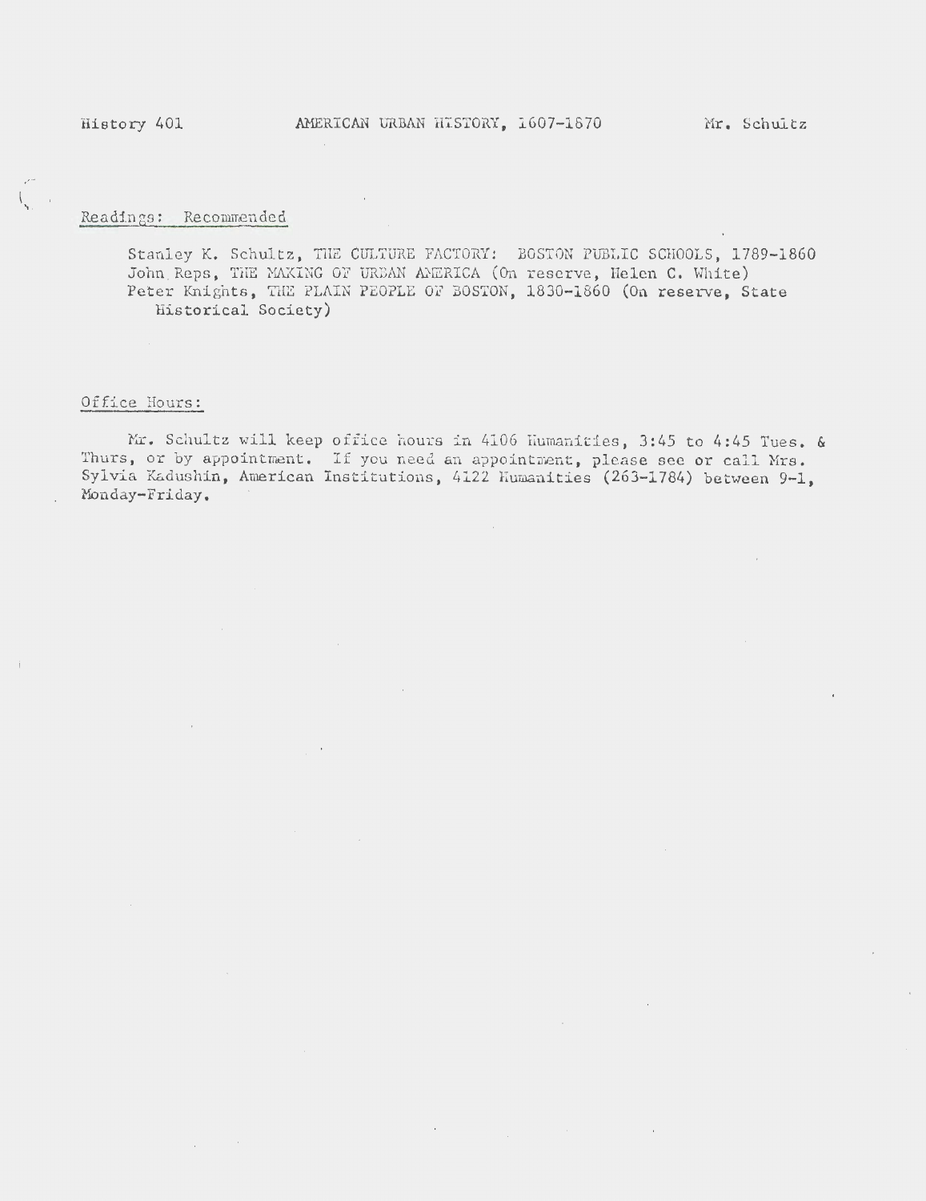History 401 AMERICAN URBAN HISTORY, 1607-1870 Mr. Schultz

Readings: Recommended

Stanley K. Schultz, THE CULTURE FACTORY: BOSTON PUBLIC SCHOOLS, 1789-1860
John Reps, THE MAKING OF URBAN AMERICA (On reserve, Helen C. White)
Peter Knights, THE PLAIN PEOPLE OF BOSTON, 1830-1860 (On reserve, State Historical Society)

Office Hours:

Mr. Schultz will keep office hours in 4106 Humanities, 3:45 to 4:45 Tues. & Thurs, or by appointment. If you need an appointment, please see or call Mrs. Sylvia Kadushin, American Institutions, 4122 Humanities (263-1784) between 9-1, Monday-Friday.